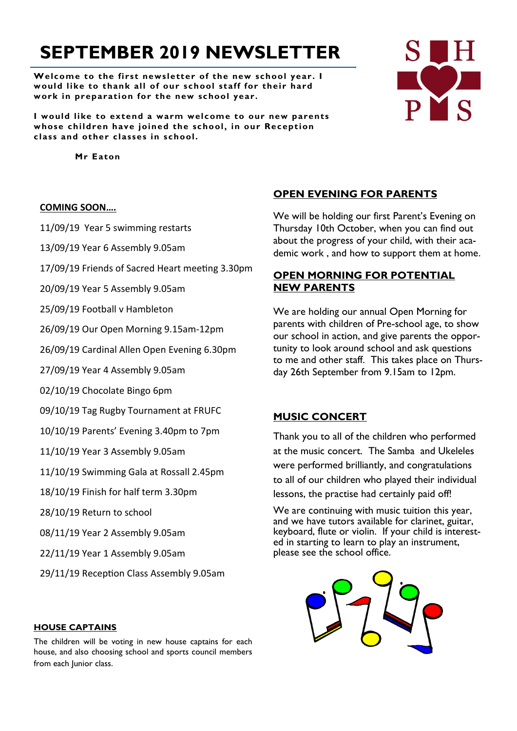# SEPTEMBER 2019 NEWSLETTER

**Welcome to the first newsletter of the new school year. I would like to thank all of our school staff for their hard work in preparation for the new school year.**

**I would like to extend a warm welcome to our new parents whose children have joined the school, in our Reception class and other classes in school.**

**Mr Eaton**

## COMING SOON....

11/09/19 Year 5 swimming restarts

13/09/19 Year 6 Assembly 9.05am

17/09/19 Friends of Sacred Heart meeting 3.30pm

20/09/19 Year 5 Assembly 9.05am

25/09/19 Football v Hambleton

26/09/19 Our Open Morning 9.15am-12pm

26/09/19 Cardinal Allen Open Evening 6.30pm

27/09/19 Year 4 Assembly 9.05am

02/10/19 Chocolate Bingo 6pm

09/10/19 Tag Rugby Tournament at FRUFC

10/10/19 Parents' Evening 3.40pm to 7pm

11/10/19 Year 3 Assembly 9.05am

11/10/19 Swimming Gala at Rossall 2.45pm

18/10/19 Finish for half term 3.30pm

28/10/19 Return to school

08/11/19 Year 2 Assembly 9.05am

22/11/19 Year 1 Assembly 9.05am

29/11/19 Reception Class Assembly 9.05am

## HOUSE CAPTAINS

The children will be voting in new house captains for each house, and also choosing school and sports council members from each Junior class.

## OPEN EVENING FOR PARENTS

We will be holding our first Parent's Evening on Thursday 10th October, when you can find out about the progress of your child, with their academic work , and how to support them at home.

## OPEN MORNING FOR POTENTIAL NEW PARENTS

We are holding our annual Open Morning for parents with children of Pre-school age, to show our school in action, and give parents the opportunity to look around school and ask questions to me and other staff. This takes place on Thursday 26th September from 9.15am to 12pm.

## MUSIC CONCERT

Thank you to all of the children who performed at the music concert. The Samba and Ukeleles were performed brilliantly, and congratulations to all of our children who played their individual lessons, the practise had certainly paid off!

We are continuing with music tuition this year, and we have tutors available for clarinet, guitar, keyboard, flute or violin. If your child is interested in starting to learn to play an instrument, please see the school office.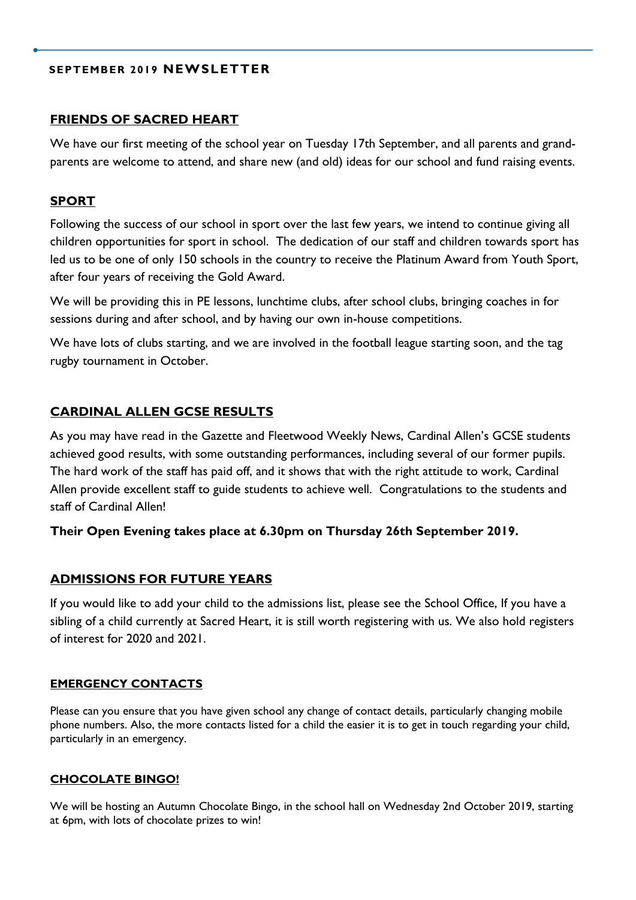**SEPTEMBER 2019 NEWSLETTER**

## FRIENDS OF SACRED HEART

We have our first meeting of the school year on Tuesday 17th September, and all parents and grand-parents are welcome to attend, and share new (and old) ideas for our school and fund raising events.

## SPORT

Following the success of our school in sport over the last few years, we intend to continue giving all children opportunities for sport in school. The dedication of our staff and children towards sport has led us to be one of only 150 schools in the country to receive the Platinum Award from Youth Sport, after four years of receiving the Gold Award.

We will be providing this in PE lessons, lunchtime clubs, after school clubs, bringing coaches in for sessions during and after school, and by having our own in-house competitions.

We have lots of clubs starting, and we are involved in the football league starting soon, and the tag rugby tournament in October.

## CARDINAL ALLEN GCSE RESULTS

As you may have read in the Gazette and Fleetwood Weekly News, Cardinal Allen's GCSE students achieved good results, with some outstanding performances, including several of our former pupils. The hard work of the staff has paid off, and it shows that with the right attitude to work, Cardinal Allen provide excellent staff to guide students to achieve well. Congratulations to the students and staff of Cardinal Allen!

**Their Open Evening takes place at 6.30pm on Thursday 26th September 2019.**

## ADMISSIONS FOR FUTURE YEARS

If you would like to add your child to the admissions list, please see the School Office, If you have a sibling of a child currently at Sacred Heart, it is still worth registering with us. We also hold registers of interest for 2020 and 2021.

### EMERGENCY CONTACTS

Please can you ensure that you have given school any change of contact details, particularly changing mobile phone numbers. Also, the more contacts listed for a child the easier it is to get in touch regarding your child, particularly in an emergency.

### CHOCOLATE BINGO!

We will be hosting an Autumn Chocolate Bingo, in the school hall on Wednesday 2nd October 2019, starting at 6pm, with lots of chocolate prizes to win!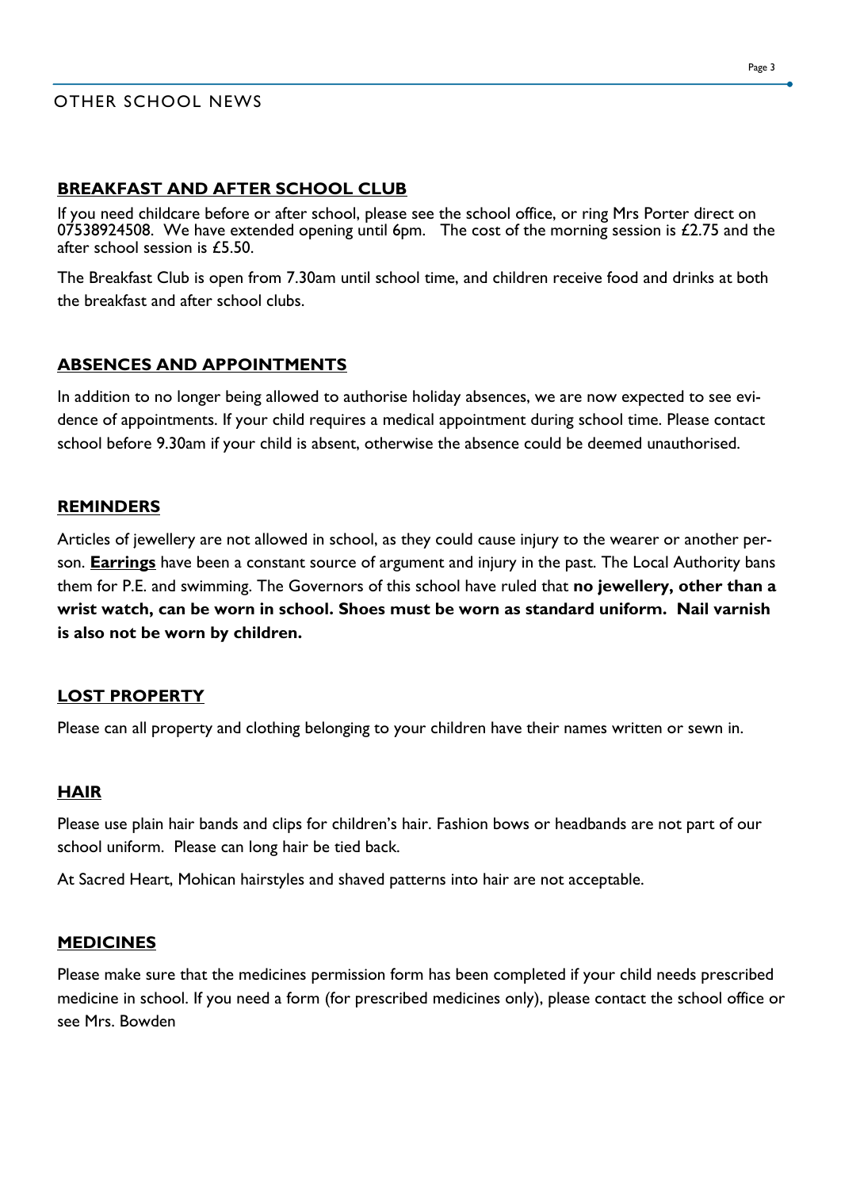## OTHER SCHOOL NEWS

### BREAKFAST AND AFTER SCHOOL CLUB

If you need childcare before or after school, please see the school office, or ring Mrs Porter direct on 07538924508. We have extended opening until 6pm. The cost of the morning session is £2.75 and the after school session is £5.50.

The Breakfast Club is open from 7.30am until school time, and children receive food and drinks at both the breakfast and after school clubs.

### ABSENCES AND APPOINTMENTS

In addition to no longer being allowed to authorise holiday absences, we are now expected to see evidence of appointments. If your child requires a medical appointment during school time. Please contact school before 9.30am if your child is absent, otherwise the absence could be deemed unauthorised.

### REMINDERS

Articles of jewellery are not allowed in school, as they could cause injury to the wearer or another person. **Earrings** have been a constant source of argument and injury in the past. The Local Authority bans them for P.E. and swimming. The Governors of this school have ruled that **no jewellery, other than a wrist watch, can be worn in school. Shoes must be worn as standard uniform. Nail varnish is also not be worn by children.**

### LOST PROPERTY

Please can all property and clothing belonging to your children have their names written or sewn in.

### HAIR

Please use plain hair bands and clips for children's hair. Fashion bows or headbands are not part of our school uniform. Please can long hair be tied back.

At Sacred Heart, Mohican hairstyles and shaved patterns into hair are not acceptable.

### MEDICINES

Please make sure that the medicines permission form has been completed if your child needs prescribed medicine in school. If you need a form (for prescribed medicines only), please contact the school office or see Mrs. Bowden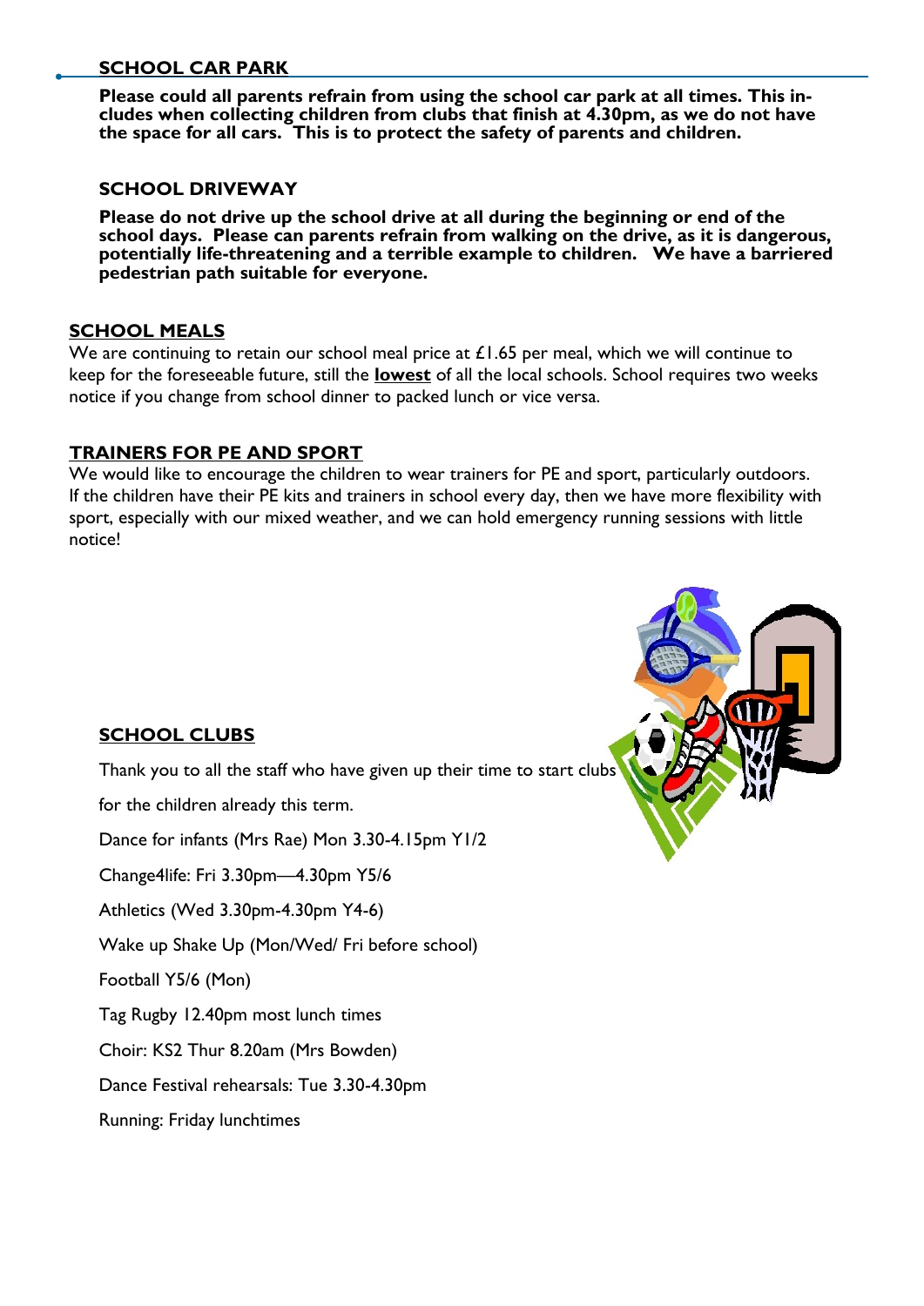## SCHOOL CAR PARK

**Please could all parents refrain from using the school car park at all times. This includes when collecting children from clubs that finish at 4.30pm, as we do not have the space for all cars. This is to protect the safety of parents and children.**

## SCHOOL DRIVEWAY

**Please do not drive up the school drive at all during the beginning or end of the school days. Please can parents refrain from walking on the drive, as it is dangerous, potentially life-threatening and a terrible example to children. We have a barriered pedestrian path suitable for everyone.**

## SCHOOL MEALS

We are continuing to retain our school meal price at £1.65 per meal, which we will continue to keep for the foreseeable future, still the **lowest** of all the local schools. School requires two weeks notice if you change from school dinner to packed lunch or vice versa.

## TRAINERS FOR PE AND SPORT

We would like to encourage the children to wear trainers for PE and sport, particularly outdoors. If the children have their PE kits and trainers in school every day, then we have more flexibility with sport, especially with our mixed weather, and we can hold emergency running sessions with little notice!

## SCHOOL CLUBS

Thank you to all the staff who have given up their time to start clubs for the children already this term.

Dance for infants (Mrs Rae) Mon 3.30-4.15pm Y1/2

Change4life: Fri 3.30pm—4.30pm Y5/6

Athletics (Wed 3.30pm-4.30pm Y4-6)

Wake up Shake Up (Mon/Wed/ Fri before school)

Football Y5/6 (Mon)

Tag Rugby 12.40pm most lunch times

Choir: KS2 Thur 8.20am (Mrs Bowden)

Dance Festival rehearsals: Tue 3.30-4.30pm

Running: Friday lunchtimes